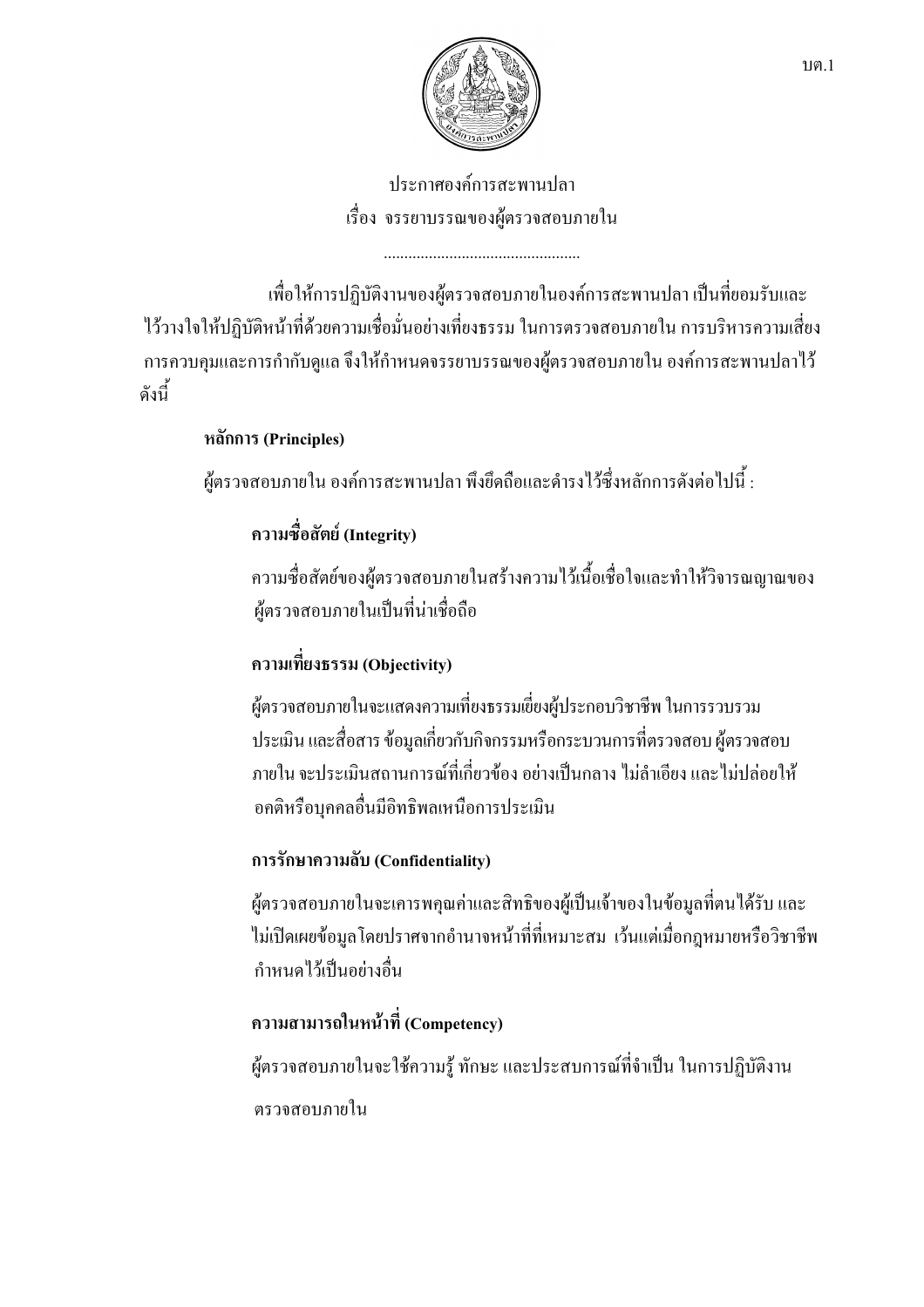บต.1

ประกาศองค์การสะพานปลา
เรื่อง จรรยาบรรณของผู้ตรวจสอบภายใน

................................................

เพื่อให้การปฏิบัติงานของผู้ตรวจสอบภายในองค์การสะพานปลา เป็นที่ยอมรับและไว้วางใจให้ปฏิบัติหน้าที่ด้วยความเชื่อมั่นอย่างเที่ยงธรรม ในการตรวจสอบภายใน การบริหารความเสี่ยง การควบคุมและการกำกับดูแล จึงให้กำหนดจรรยาบรรณของผู้ตรวจสอบภายใน องค์การสะพานปลาไว้ดังนี้

**หลักการ (Principles)**

ผู้ตรวจสอบภายใน องค์การสะพานปลา พึงยึดถือและดำรงไว้ซึ่งหลักการดังต่อไปนี้ :

**ความซื่อสัตย์ (Integrity)**

ความซื่อสัตย์ของผู้ตรวจสอบภายในสร้างความไว้เนื้อเชื่อใจและทำให้วิจารณญาณของผู้ตรวจสอบภายในเป็นที่น่าเชื่อถือ

**ความเที่ยงธรรม (Objectivity)**

ผู้ตรวจสอบภายในจะแสดงความเที่ยงธรรมเยี่ยงผู้ประกอบวิชาชีพ ในการรวบรวม ประเมิน และสื่อสาร ข้อมูลเกี่ยวกับกิจกรรมหรือกระบวนการที่ตรวจสอบ ผู้ตรวจสอบภายใน จะประเมินสถานการณ์ที่เกี่ยวข้อง อย่างเป็นกลาง ไม่ลำเอียง และไม่ปล่อยให้อคติหรือบุคคลอื่นมีอิทธิพลเหนือการประเมิน

**การรักษาความลับ (Confidentiality)**

ผู้ตรวจสอบภายในจะเคารพคุณค่าและสิทธิของผู้เป็นเจ้าของในข้อมูลที่ตนได้รับ และไม่เปิดเผยข้อมูลโดยปราศจากอำนาจหน้าที่ที่เหมาะสม เว้นแต่เมื่อกฎหมายหรือวิชาชีพกำหนดไว้เป็นอย่างอื่น

**ความสามารถในหน้าที่ (Competency)**

ผู้ตรวจสอบภายในจะใช้ความรู้ ทักษะ และประสบการณ์ที่จำเป็น ในการปฏิบัติงานตรวจสอบภายใน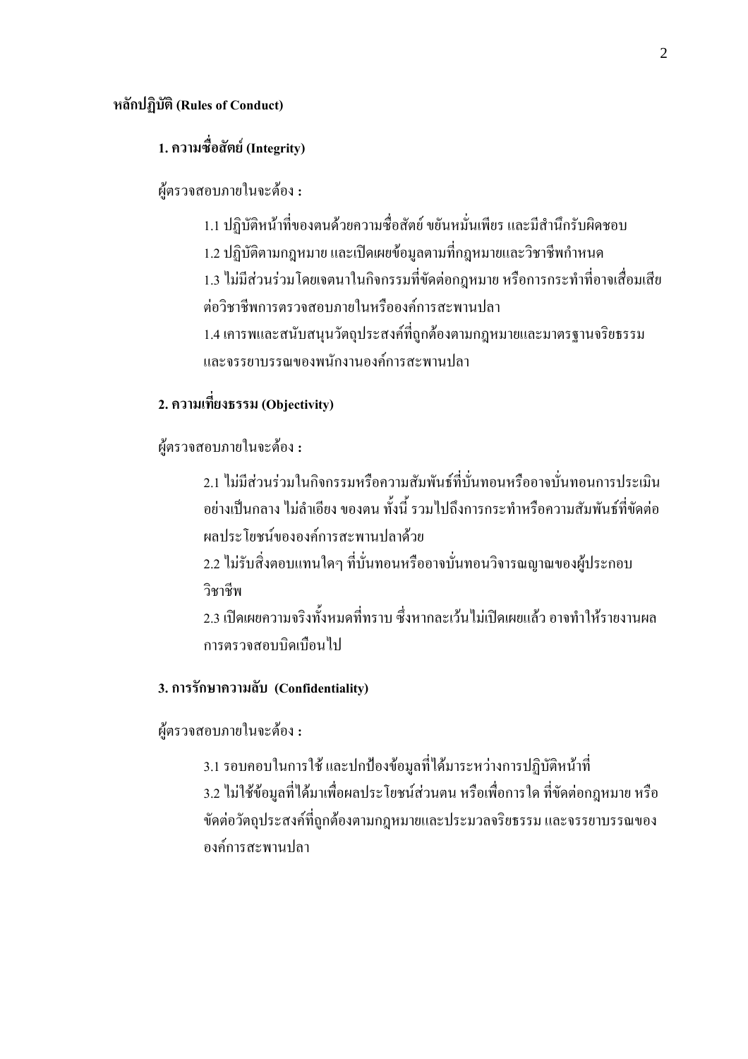**หลักปฏิบัติ (Rules of Conduct)**

**1. ความซื่อสัตย์ (Integrity)**

ผู้ตรวจสอบภายในจะต้อง :

1.1 ปฏิบัติหน้าที่ของตนด้วยความซื่อสัตย์ ขยันหมั่นเพียร และมีสำนึกรับผิดชอบ

1.2 ปฏิบัติตามกฎหมาย และเปิดเผยข้อมูลตามที่กฎหมายและวิชาชีพกำหนด

1.3 ไม่มีส่วนร่วมโดยเจตนาในกิจกรรมที่ขัดต่อกฎหมาย หรือการกระทำที่อาจเสื่อมเสียต่อวิชาชีพการตรวจสอบภายในหรือองค์การสะพานปลา

1.4 เคารพและสนับสนุนวัตถุประสงค์ที่ถูกต้องตามกฎหมายและมาตรฐานจริยธรรม และจรรยาบรรณของพนักงานองค์การสะพานปลา

**2. ความเที่ยงธรรม (Objectivity)**

ผู้ตรวจสอบภายในจะต้อง :

2.1 ไม่มีส่วนร่วมในกิจกรรมหรือความสัมพันธ์ที่บั่นทอนหรืออาจบั่นทอนการประเมินอย่างเป็นกลาง ไม่ลำเอียง ของตน ทั้งนี้ รวมไปถึงการกระทำหรือความสัมพันธ์ที่ขัดต่อผลประโยชน์ขององค์การสะพานปลาด้วย

2.2 ไม่รับสิ่งตอบแทนใดๆ ที่บั่นทอนหรืออาจบั่นทอนวิจารณญาณของผู้ประกอบวิชาชีพ

2.3 เปิดเผยความจริงทั้งหมดที่ทราบ ซึ่งหากละเว้นไม่เปิดเผยแล้ว อาจทำให้รายงานผลการตรวจสอบบิดเบือนไป

**3. การรักษาความลับ (Confidentiality)**

ผู้ตรวจสอบภายในจะต้อง :

3.1 รอบคอบในการใช้ และปกป้องข้อมูลที่ได้มาระหว่างการปฏิบัติหน้าที่

3.2 ไม่ใช้ข้อมูลที่ได้มาเพื่อผลประโยชน์ส่วนตน หรือเพื่อการใด ที่ขัดต่อกฎหมาย หรือขัดต่อวัตถุประสงค์ที่ถูกต้องตามกฎหมายและประมวลจริยธรรม และจรรยาบรรณขององค์การสะพานปลา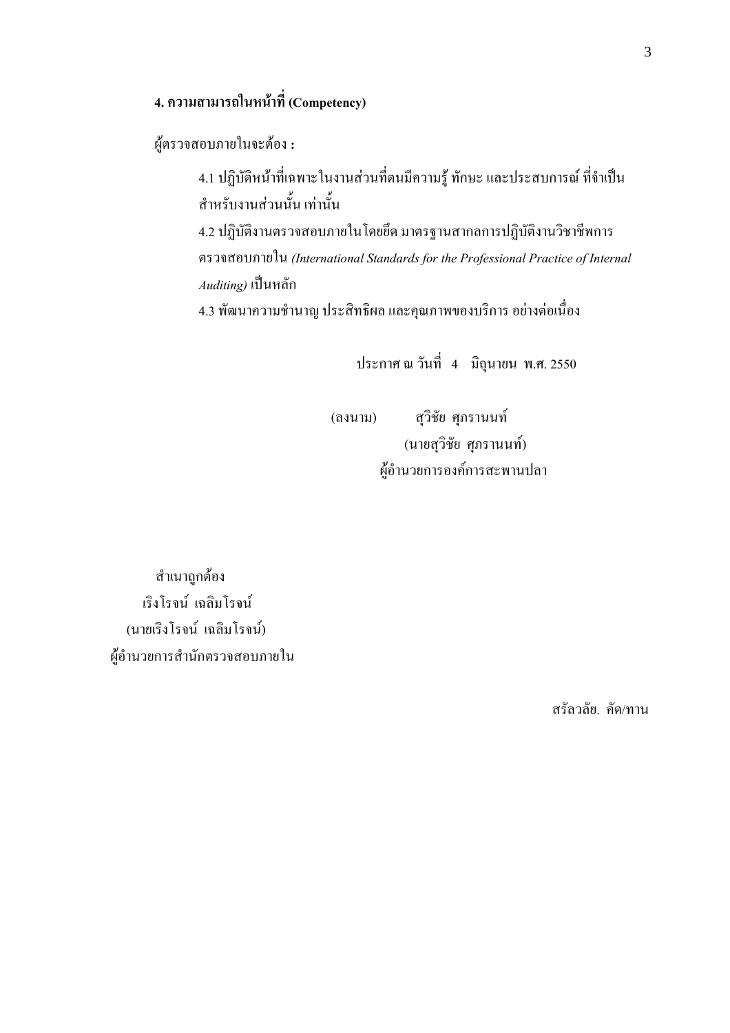**4. ความสามารถในหน้าที่ (Competency)**

ผู้ตรวจสอบภายในจะต้อง :

4.1 ปฏิบัติหน้าที่เฉพาะในงานส่วนที่ตนมีความรู้ ทักษะ และประสบการณ์ ที่จำเป็นสำหรับงานส่วนนั้น เท่านั้น

4.2 ปฏิบัติงานตรวจสอบภายในโดยยึด มาตรฐานสากลการปฏิบัติงานวิชาชีพการตรวจสอบภายใน *(International Standards for the Professional Practice of Internal Auditing)* เป็นหลัก

4.3 พัฒนาความชำนาญ ประสิทธิผล และคุณภาพของบริการ อย่างต่อเนื่อง

ประกาศ ณ วันที่ 4 มิถุนายน พ.ศ. 2550

(ลงนาม) สุวิชัย ศุภรานนท์

(นายสุวิชัย ศุภรานนท์)

ผู้อำนวยการองค์การสะพานปลา

สำเนาถูกต้อง

เริงโรจน์ เฉลิมโรจน์

(นายเริงโรจน์ เฉลิมโรจน์)

ผู้อำนวยการสำนักตรวจสอบภายใน

สรัลวลัย. คัด/ทาน